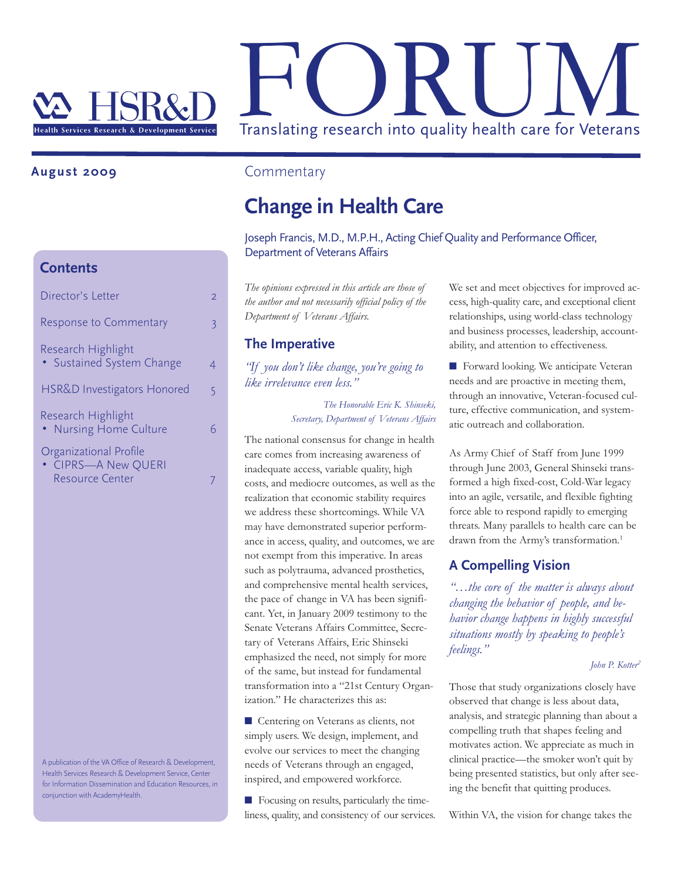# HSR&D FORUM

Health Services Research & Development Service

Translating research into quality health care for Veterans

**August 2009**

## Contents

- Director's Letter — 2
- Response to Commentary — 3
- Research Highlight
  - Sustained System Change — 4
- HSR&D Investigators Honored — 5
- Research Highlight
  - Nursing Home Culture — 6
- Organizational Profile
  - CIPRS—A New QUERI Resource Center — 7

A publication of the VA Office of Research & Development, Health Services Research & Development Service, Center for Information Dissemination and Education Resources, in conjunction with AcademyHealth.

Commentary

# Change in Health Care

Joseph Francis, M.D., M.P.H., Acting Chief Quality and Performance Officer, Department of Veterans Affairs

*The opinions expressed in this article are those of the author and not necessarily official policy of the Department of Veterans Affairs.*

## The Imperative

*"If you don't like change, you're going to like irrelevance even less."*

*The Honorable Eric K. Shinseki, Secretary, Department of Veterans Affairs*

The national consensus for change in health care comes from increasing awareness of inadequate access, variable quality, high costs, and mediocre outcomes, as well as the realization that economic stability requires we address these shortcomings. While VA may have demonstrated superior performance in access, quality, and outcomes, we are not exempt from this imperative. In areas such as polytrauma, advanced prosthetics, and comprehensive mental health services, the pace of change in VA has been significant. Yet, in January 2009 testimony to the Senate Veterans Affairs Committee, Secretary of Veterans Affairs, Eric Shinseki emphasized the need, not simply for more of the same, but instead for fundamental transformation into a "21st Century Organization." He characterizes this as:

- Centering on Veterans as clients, not simply users. We design, implement, and evolve our services to meet the changing needs of Veterans through an engaged, inspired, and empowered workforce.
- Focusing on results, particularly the timeliness, quality, and consistency of our services. We set and meet objectives for improved access, high-quality care, and exceptional client relationships, using world-class technology and business processes, leadership, accountability, and attention to effectiveness.
- Forward looking. We anticipate Veteran needs and are proactive in meeting them, through an innovative, Veteran-focused culture, effective communication, and systematic outreach and collaboration.

As Army Chief of Staff from June 1999 through June 2003, General Shinseki transformed a high fixed-cost, Cold-War legacy into an agile, versatile, and flexible fighting force able to respond rapidly to emerging threats. Many parallels to health care can be drawn from the Army's transformation.[1]

## A Compelling Vision

*"…the core of the matter is always about changing the behavior of people, and behavior change happens in highly successful situations mostly by speaking to people's feelings."*

*John P. Kotter[2]*

Those that study organizations closely have observed that change is less about data, analysis, and strategic planning than about a compelling truth that shapes feeling and motivates action. We appreciate as much in clinical practice—the smoker won't quit by being presented statistics, but only after seeing the benefit that quitting produces.

Within VA, the vision for change takes the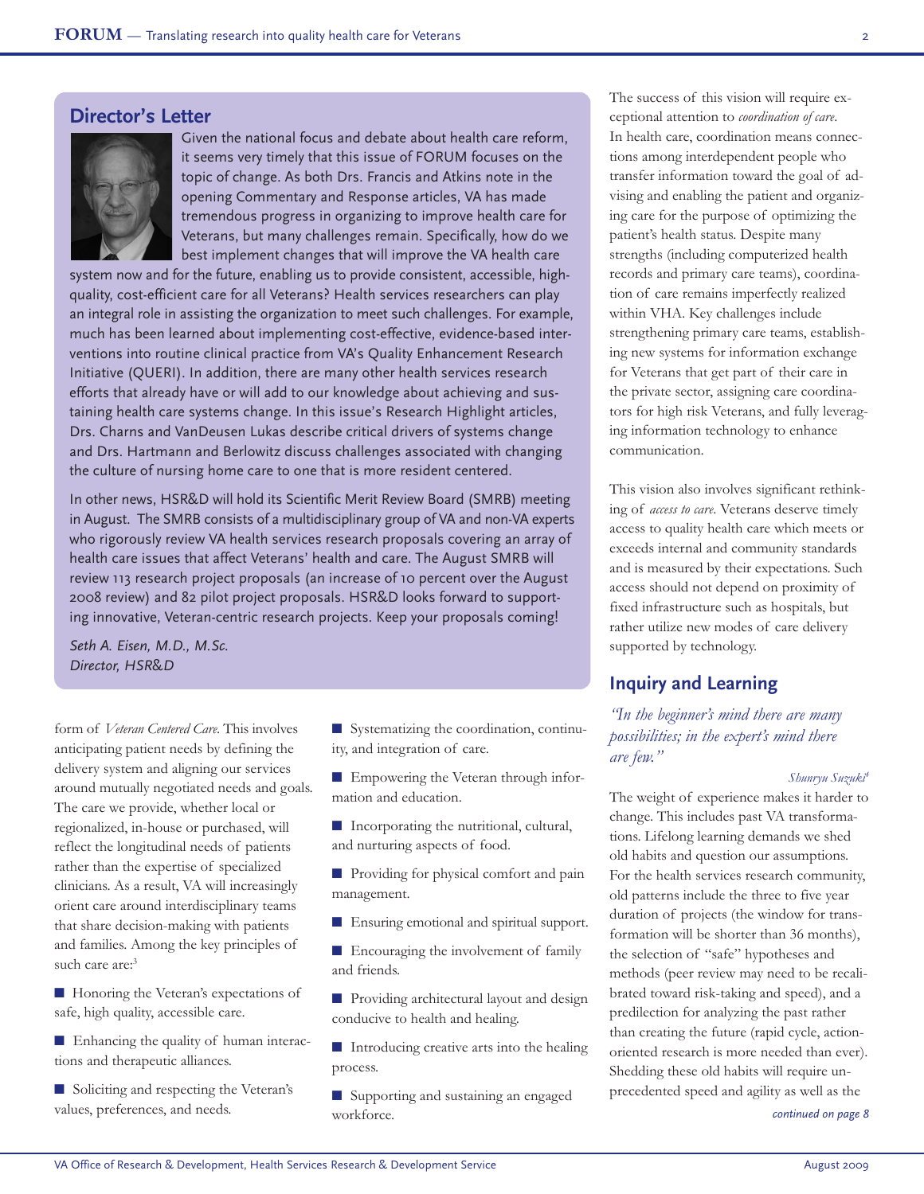## Director's Letter

Given the national focus and debate about health care reform, it seems very timely that this issue of FORUM focuses on the topic of change. As both Drs. Francis and Atkins note in the opening Commentary and Response articles, VA has made tremendous progress in organizing to improve health care for Veterans, but many challenges remain. Specifically, how do we best implement changes that will improve the VA health care system now and for the future, enabling us to provide consistent, accessible, high-quality, cost-efficient care for all Veterans? Health services researchers can play an integral role in assisting the organization to meet such challenges. For example, much has been learned about implementing cost-effective, evidence-based interventions into routine clinical practice from VA's Quality Enhancement Research Initiative (QUERI). In addition, there are many other health services research efforts that already have or will add to our knowledge about achieving and sustaining health care systems change. In this issue's Research Highlight articles, Drs. Charns and VanDeusen Lukas describe critical drivers of systems change and Drs. Hartmann and Berlowitz discuss challenges associated with changing the culture of nursing home care to one that is more resident centered.

In other news, HSR&D will hold its Scientific Merit Review Board (SMRB) meeting in August. The SMRB consists of a multidisciplinary group of VA and non-VA experts who rigorously review VA health services research proposals covering an array of health care issues that affect Veterans' health and care. The August SMRB will review 113 research project proposals (an increase of 10 percent over the August 2008 review) and 82 pilot project proposals. HSR&D looks forward to supporting innovative, Veteran-centric research projects. Keep your proposals coming!

*Seth A. Eisen, M.D., M.Sc.*
*Director, HSR&D*

form of *Veteran Centered Care*. This involves anticipating patient needs by defining the delivery system and aligning our services around mutually negotiated needs and goals. The care we provide, whether local or regionalized, in-house or purchased, will reflect the longitudinal needs of patients rather than the expertise of specialized clinicians. As a result, VA will increasingly orient care around interdisciplinary teams that share decision-making with patients and families. Among the key principles of such care are:[3]

- Honoring the Veteran's expectations of safe, high quality, accessible care.
- Enhancing the quality of human interactions and therapeutic alliances.
- Soliciting and respecting the Veteran's values, preferences, and needs.
- Systematizing the coordination, continuity, and integration of care.
- Empowering the Veteran through information and education.
- Incorporating the nutritional, cultural, and nurturing aspects of food.
- Providing for physical comfort and pain management.
- Ensuring emotional and spiritual support.
- Encouraging the involvement of family and friends.
- Providing architectural layout and design conducive to health and healing.
- Introducing creative arts into the healing process.
- Supporting and sustaining an engaged workforce.

The success of this vision will require exceptional attention to *coordination of care*. In health care, coordination means connections among interdependent people who transfer information toward the goal of advising and enabling the patient and organizing care for the purpose of optimizing the patient's health status. Despite many strengths (including computerized health records and primary care teams), coordination of care remains imperfectly realized within VHA. Key challenges include strengthening primary care teams, establishing new systems for information exchange for Veterans that get part of their care in the private sector, assigning care coordinators for high risk Veterans, and fully leveraging information technology to enhance communication.

This vision also involves significant rethinking of *access to care*. Veterans deserve timely access to quality health care which meets or exceeds internal and community standards and is measured by their expectations. Such access should not depend on proximity of fixed infrastructure such as hospitals, but rather utilize new modes of care delivery supported by technology.

## Inquiry and Learning

*"In the beginner's mind there are many possibilities; in the expert's mind there are few."*

*Shunryu Suzuki*[4]

The weight of experience makes it harder to change. This includes past VA transformations. Lifelong learning demands we shed old habits and question our assumptions. For the health services research community, old patterns include the three to five year duration of projects (the window for transformation will be shorter than 36 months), the selection of "safe" hypotheses and methods (peer review may need to be recalibrated toward risk-taking and speed), and a predilection for analyzing the past rather than creating the future (rapid cycle, action-oriented research is more needed than ever). Shedding these old habits will require unprecedented speed and agility as well as the

*continued on page 8*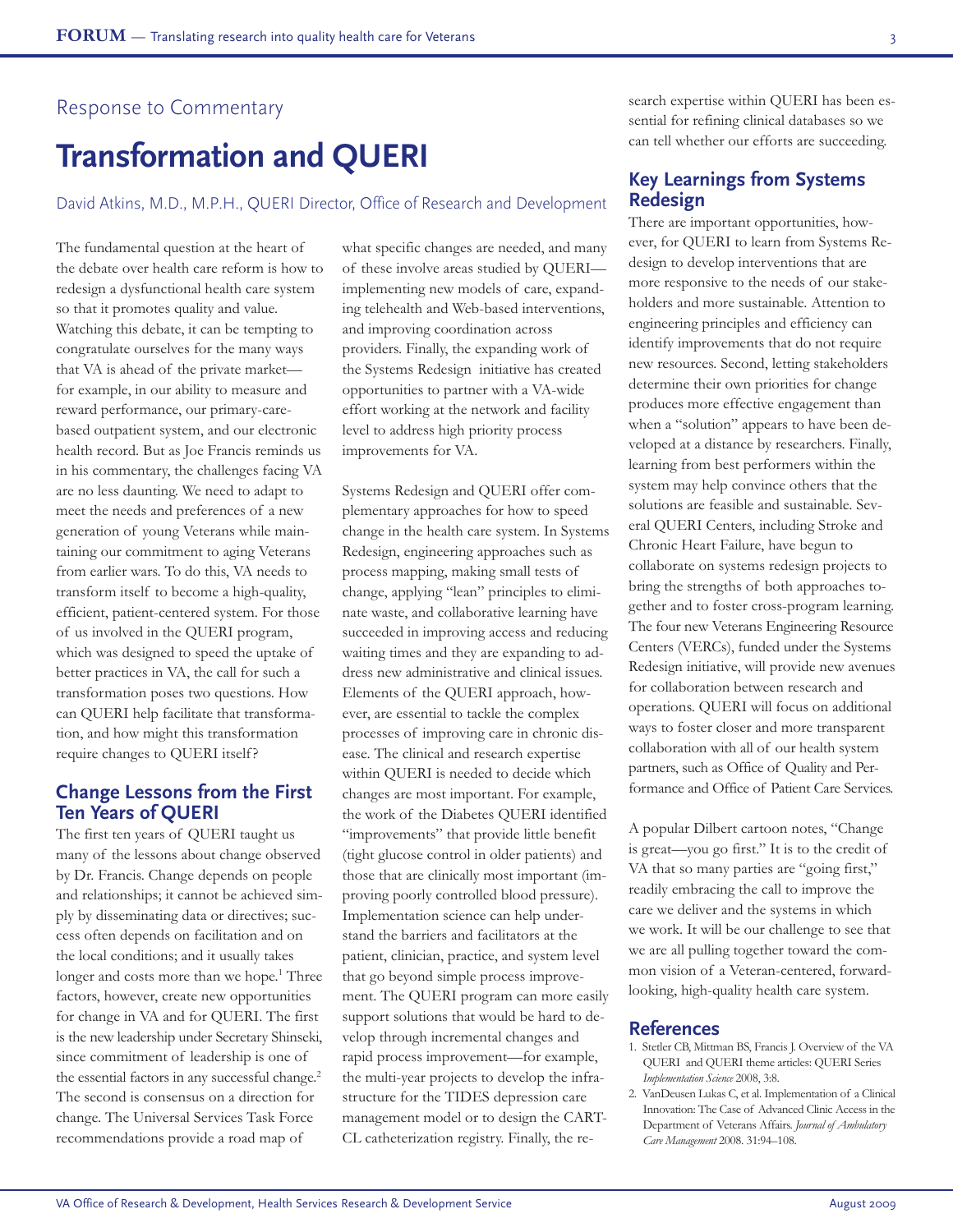Response to Commentary

# Transformation and QUERI

David Atkins, M.D., M.P.H., QUERI Director, Office of Research and Development

The fundamental question at the heart of the debate over health care reform is how to redesign a dysfunctional health care system so that it promotes quality and value. Watching this debate, it can be tempting to congratulate ourselves for the many ways that VA is ahead of the private market—for example, in our ability to measure and reward performance, our primary-care-based outpatient system, and our electronic health record. But as Joe Francis reminds us in his commentary, the challenges facing VA are no less daunting. We need to adapt to meet the needs and preferences of a new generation of young Veterans while maintaining our commitment to aging Veterans from earlier wars. To do this, VA needs to transform itself to become a high-quality, efficient, patient-centered system. For those of us involved in the QUERI program, which was designed to speed the uptake of better practices in VA, the call for such a transformation poses two questions. How can QUERI help facilitate that transformation, and how might this transformation require changes to QUERI itself?

## Change Lessons from the First Ten Years of QUERI

The first ten years of QUERI taught us many of the lessons about change observed by Dr. Francis. Change depends on people and relationships; it cannot be achieved simply by disseminating data or directives; success often depends on facilitation and on the local conditions; and it usually takes longer and costs more than we hope.[1] Three factors, however, create new opportunities for change in VA and for QUERI. The first is the new leadership under Secretary Shinseki, since commitment of leadership is one of the essential factors in any successful change.[2] The second is consensus on a direction for change. The Universal Services Task Force recommendations provide a road map of what specific changes are needed, and many of these involve areas studied by QUERI—implementing new models of care, expanding telehealth and Web-based interventions, and improving coordination across providers. Finally, the expanding work of the Systems Redesign initiative has created opportunities to partner with a VA-wide effort working at the network and facility level to address high priority process improvements for VA.

Systems Redesign and QUERI offer complementary approaches for how to speed change in the health care system. In Systems Redesign, engineering approaches such as process mapping, making small tests of change, applying "lean" principles to eliminate waste, and collaborative learning have succeeded in improving access and reducing waiting times and they are expanding to address new administrative and clinical issues. Elements of the QUERI approach, however, are essential to tackle the complex processes of improving care in chronic disease. The clinical and research expertise within QUERI is needed to decide which changes are most important. For example, the work of the Diabetes QUERI identified "improvements" that provide little benefit (tight glucose control in older patients) and those that are clinically most important (improving poorly controlled blood pressure). Implementation science can help understand the barriers and facilitators at the patient, clinician, practice, and system level that go beyond simple process improvement. The QUERI program can more easily support solutions that would be hard to develop through incremental changes and rapid process improvement—for example, the multi-year projects to develop the infrastructure for the TIDES depression care management model or to design the CART-CL catheterization registry. Finally, the research expertise within QUERI has been essential for refining clinical databases so we can tell whether our efforts are succeeding.

## Key Learnings from Systems Redesign

There are important opportunities, however, for QUERI to learn from Systems Redesign to develop interventions that are more responsive to the needs of our stakeholders and more sustainable. Attention to engineering principles and efficiency can identify improvements that do not require new resources. Second, letting stakeholders determine their own priorities for change produces more effective engagement than when a "solution" appears to have been developed at a distance by researchers. Finally, learning from best performers within the system may help convince others that the solutions are feasible and sustainable. Several QUERI Centers, including Stroke and Chronic Heart Failure, have begun to collaborate on systems redesign projects to bring the strengths of both approaches together and to foster cross-program learning. The four new Veterans Engineering Resource Centers (VERCs), funded under the Systems Redesign initiative, will provide new avenues for collaboration between research and operations. QUERI will focus on additional ways to foster closer and more transparent collaboration with all of our health system partners, such as Office of Quality and Performance and Office of Patient Care Services.

A popular Dilbert cartoon notes, "Change is great—you go first." It is to the credit of VA that so many parties are "going first," readily embracing the call to improve the care we deliver and the systems in which we work. It will be our challenge to see that we are all pulling together toward the common vision of a Veteran-centered, forward-looking, high-quality health care system.

## References

1. Stetler CB, Mittman BS, Francis J. Overview of the VA QUERI and QUERI theme articles: QUERI Series *Implementation Science* 2008, 3:8.
2. VanDeusen Lukas C, et al. Implementation of a Clinical Innovation: The Case of Advanced Clinic Access in the Department of Veterans Affairs. *Journal of Ambulatory Care Management* 2008. 31:94–108.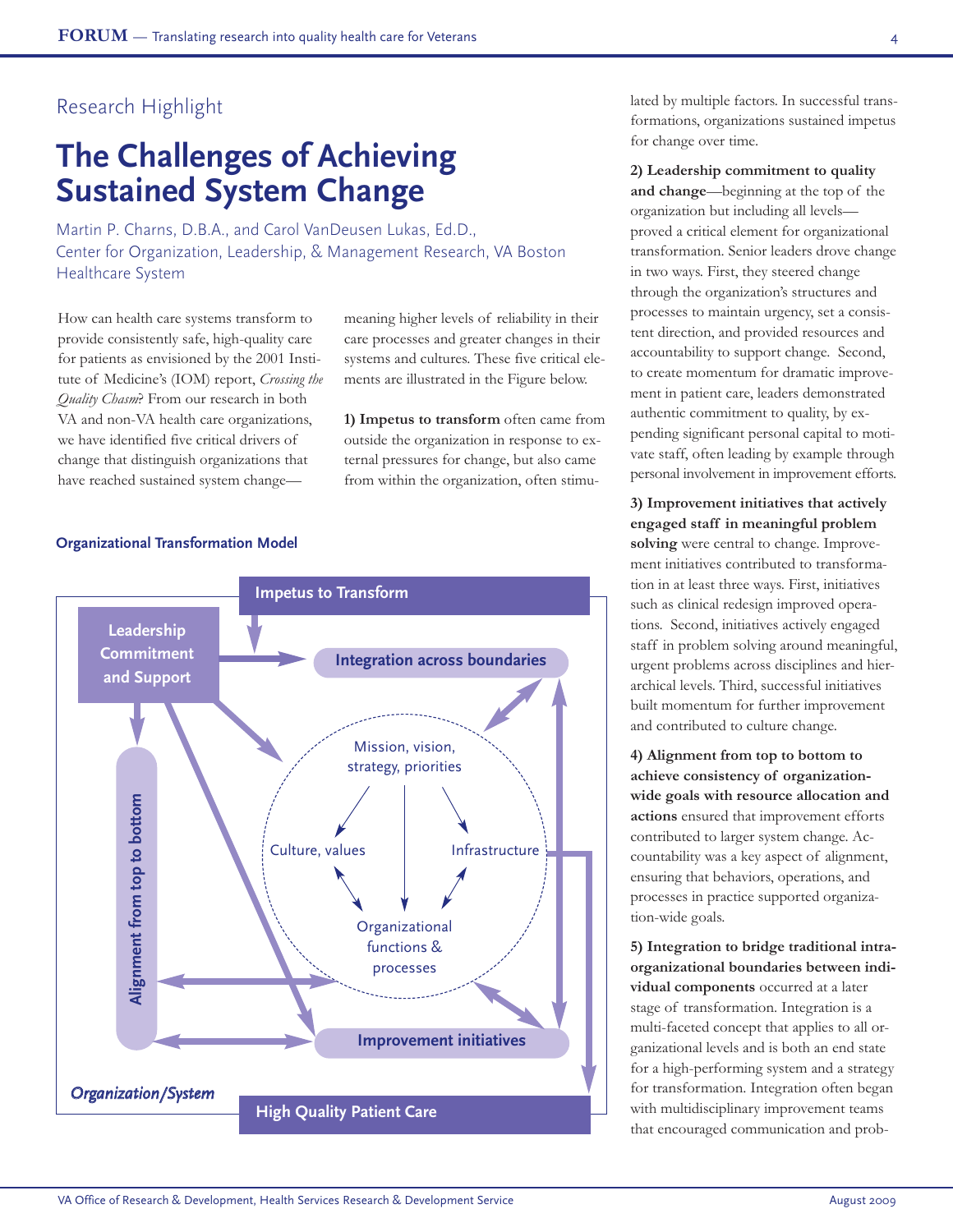Research Highlight

# The Challenges of Achieving Sustained System Change

Martin P. Charns, D.B.A., and Carol VanDeusen Lukas, Ed.D., Center for Organization, Leadership, & Management Research, VA Boston Healthcare System

How can health care systems transform to provide consistently safe, high-quality care for patients as envisioned by the 2001 Institute of Medicine's (IOM) report, *Crossing the Quality Chasm*? From our research in both VA and non-VA health care organizations, we have identified five critical drivers of change that distinguish organizations that have reached sustained system change—meaning higher levels of reliability in their care processes and greater changes in their systems and cultures. These five critical elements are illustrated in the Figure below.

**1) Impetus to transform** often came from outside the organization in response to external pressures for change, but also came from within the organization, often stimulated by multiple factors. In successful transformations, organizations sustained impetus for change over time.

**2) Leadership commitment to quality and change**—beginning at the top of the organization but including all levels—proved a critical element for organizational transformation. Senior leaders drove change in two ways. First, they steered change through the organization's structures and processes to maintain urgency, set a consistent direction, and provided resources and accountability to support change. Second, to create momentum for dramatic improvement in patient care, leaders demonstrated authentic commitment to quality, by expending significant personal capital to motivate staff, often leading by example through personal involvement in improvement efforts.

**3) Improvement initiatives that actively engaged staff in meaningful problem solving** were central to change. Improvement initiatives contributed to transformation in at least three ways. First, initiatives such as clinical redesign improved operations. Second, initiatives actively engaged staff in problem solving around meaningful, urgent problems across disciplines and hierarchical levels. Third, successful initiatives built momentum for further improvement and contributed to culture change.

**4) Alignment from top to bottom to achieve consistency of organization-wide goals with resource allocation and actions** ensured that improvement efforts contributed to larger system change. Accountability was a key aspect of alignment, ensuring that behaviors, operations, and processes in practice supported organization-wide goals.

**5) Integration to bridge traditional intra-organizational boundaries between individual components** occurred at a later stage of transformation. Integration is a multi-faceted concept that applies to all organizational levels and is both an end state for a high-performing system and a strategy for transformation. Integration often began with multidisciplinary improvement teams that encouraged communication and prob-

**Organizational Transformation Model**

Impetus to Transform

Leadership Commitment and Support

Integration across boundaries

Alignment from top to bottom

Mission, vision, strategy, priorities

Culture, values

Infrastructure

Organizational functions & processes

Improvement initiatives

*Organization/System*

High Quality Patient Care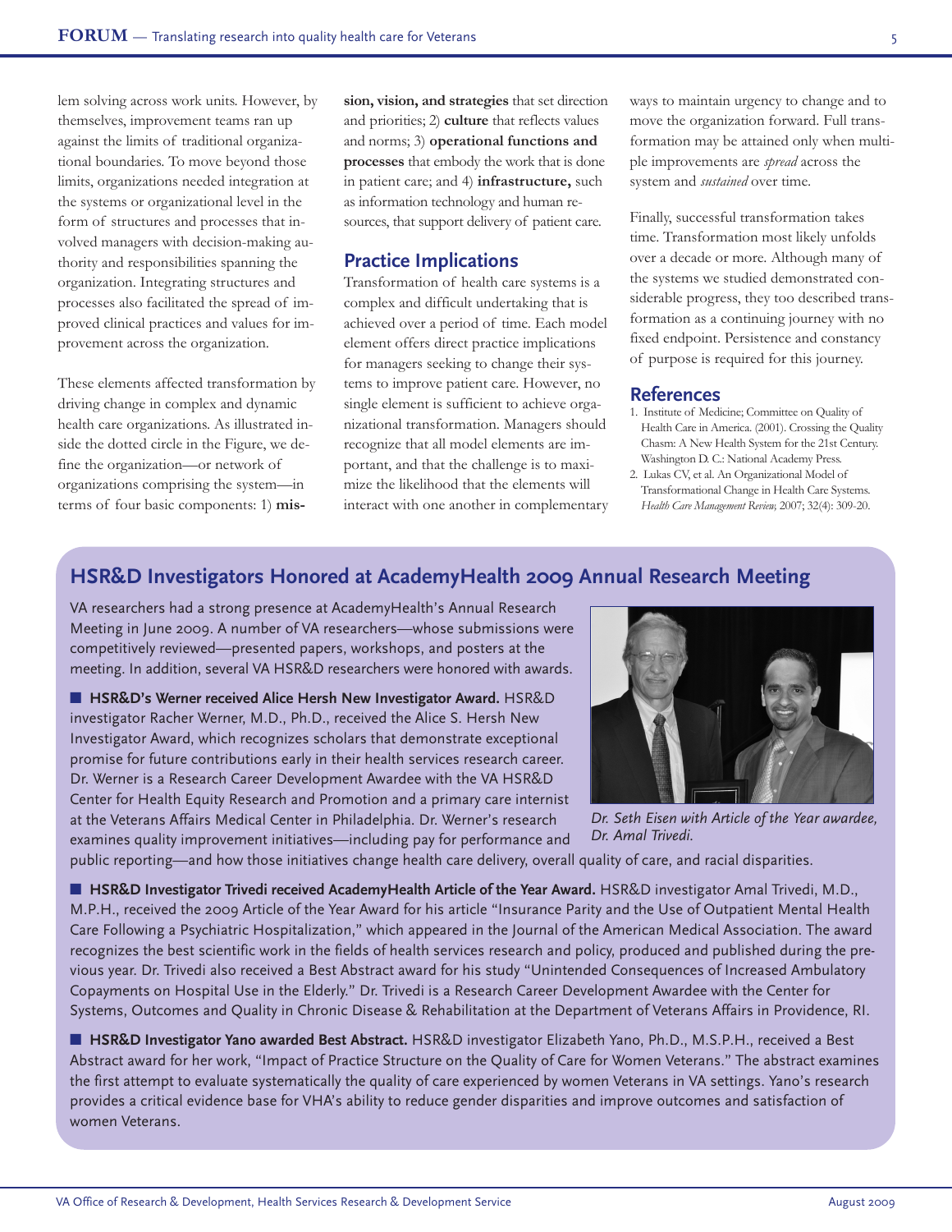lem solving across work units. However, by themselves, improvement teams ran up against the limits of traditional organizational boundaries. To move beyond those limits, organizations needed integration at the systems or organizational level in the form of structures and processes that involved managers with decision-making authority and responsibilities spanning the organization. Integrating structures and processes also facilitated the spread of improved clinical practices and values for improvement across the organization.

These elements affected transformation by driving change in complex and dynamic health care organizations. As illustrated inside the dotted circle in the Figure, we define the organization—or network of organizations comprising the system—in terms of four basic components: 1) **mission, vision, and strategies** that set direction and priorities; 2) **culture** that reflects values and norms; 3) **operational functions and processes** that embody the work that is done in patient care; and 4) **infrastructure,** such as information technology and human resources, that support delivery of patient care.

## Practice Implications

Transformation of health care systems is a complex and difficult undertaking that is achieved over a period of time. Each model element offers direct practice implications for managers seeking to change their systems to improve patient care. However, no single element is sufficient to achieve organizational transformation. Managers should recognize that all model elements are important, and that the challenge is to maximize the likelihood that the elements will interact with one another in complementary ways to maintain urgency to change and to move the organization forward. Full transformation may be attained only when multiple improvements are *spread* across the system and *sustained* over time.

Finally, successful transformation takes time. Transformation most likely unfolds over a decade or more. Although many of the systems we studied demonstrated considerable progress, they too described transformation as a continuing journey with no fixed endpoint. Persistence and constancy of purpose is required for this journey.

## References

1. Institute of Medicine; Committee on Quality of Health Care in America. (2001). Crossing the Quality Chasm: A New Health System for the 21st Century. Washington D. C.: National Academy Press.
2. Lukas CV, et al. An Organizational Model of Transformational Change in Health Care Systems. *Health Care Management Review,* 2007; 32(4): 309-20.

## HSR&D Investigators Honored at AcademyHealth 2009 Annual Research Meeting

VA researchers had a strong presence at AcademyHealth's Annual Research Meeting in June 2009. A number of VA researchers—whose submissions were competitively reviewed—presented papers, workshops, and posters at the meeting. In addition, several VA HSR&D researchers were honored with awards.

- **HSR&D's Werner received Alice Hersh New Investigator Award.** HSR&D investigator Racher Werner, M.D., Ph.D., received the Alice S. Hersh New Investigator Award, which recognizes scholars that demonstrate exceptional promise for future contributions early in their health services research career. Dr. Werner is a Research Career Development Awardee with the VA HSR&D Center for Health Equity Research and Promotion and a primary care internist at the Veterans Affairs Medical Center in Philadelphia. Dr. Werner's research examines quality improvement initiatives—including pay for performance and public reporting—and how those initiatives change health care delivery, overall quality of care, and racial disparities.

*Dr. Seth Eisen with Article of the Year awardee, Dr. Amal Trivedi.*

- **HSR&D Investigator Trivedi received AcademyHealth Article of the Year Award.** HSR&D investigator Amal Trivedi, M.D., M.P.H., received the 2009 Article of the Year Award for his article "Insurance Parity and the Use of Outpatient Mental Health Care Following a Psychiatric Hospitalization," which appeared in the Journal of the American Medical Association. The award recognizes the best scientific work in the fields of health services research and policy, produced and published during the previous year. Dr. Trivedi also received a Best Abstract award for his study "Unintended Consequences of Increased Ambulatory Copayments on Hospital Use in the Elderly." Dr. Trivedi is a Research Career Development Awardee with the Center for Systems, Outcomes and Quality in Chronic Disease & Rehabilitation at the Department of Veterans Affairs in Providence, RI.

- **HSR&D Investigator Yano awarded Best Abstract.** HSR&D investigator Elizabeth Yano, Ph.D., M.S.P.H., received a Best Abstract award for her work, "Impact of Practice Structure on the Quality of Care for Women Veterans." The abstract examines the first attempt to evaluate systematically the quality of care experienced by women Veterans in VA settings. Yano's research provides a critical evidence base for VHA's ability to reduce gender disparities and improve outcomes and satisfaction of women Veterans.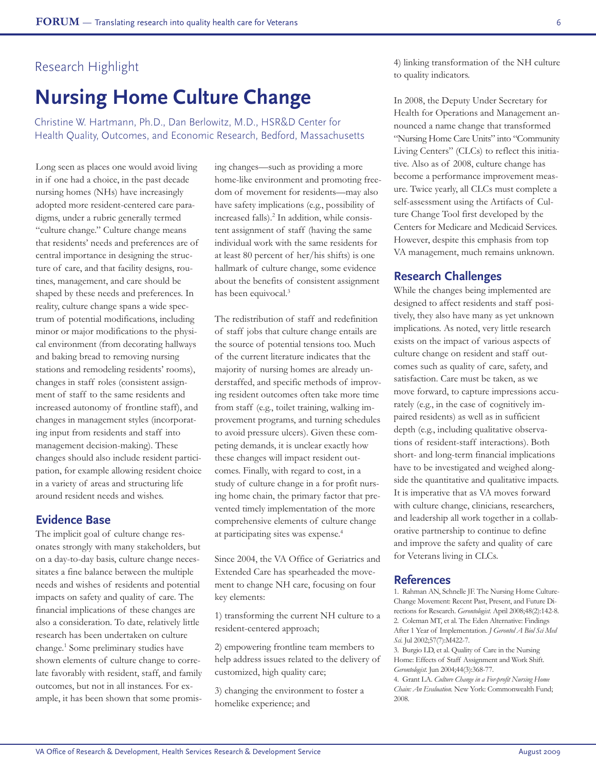Research Highlight

# Nursing Home Culture Change

Christine W. Hartmann, Ph.D., Dan Berlowitz, M.D., HSR&D Center for Health Quality, Outcomes, and Economic Research, Bedford, Massachusetts

Long seen as places one would avoid living in if one had a choice, in the past decade nursing homes (NHs) have increasingly adopted more resident-centered care paradigms, under a rubric generally termed "culture change." Culture change means that residents' needs and preferences are of central importance in designing the structure of care, and that facility designs, routines, management, and care should be shaped by these needs and preferences. In reality, culture change spans a wide spectrum of potential modifications, including minor or major modifications to the physical environment (from decorating hallways and baking bread to removing nursing stations and remodeling residents' rooms), changes in staff roles (consistent assignment of staff to the same residents and increased autonomy of frontline staff), and changes in management styles (incorporating input from residents and staff into management decision-making). These changes should also include resident participation, for example allowing resident choice in a variety of areas and structuring life around resident needs and wishes.

## Evidence Base

The implicit goal of culture change resonates strongly with many stakeholders, but on a day-to-day basis, culture change necessitates a fine balance between the multiple needs and wishes of residents and potential impacts on safety and quality of care. The financial implications of these changes are also a consideration. To date, relatively little research has been undertaken on culture change.[1] Some preliminary studies have shown elements of culture change to correlate favorably with resident, staff, and family outcomes, but not in all instances. For example, it has been shown that some promising changes—such as providing a more home-like environment and promoting freedom of movement for residents—may also have safety implications (e.g., possibility of increased falls).[2] In addition, while consistent assignment of staff (having the same individual work with the same residents for at least 80 percent of her/his shifts) is one hallmark of culture change, some evidence about the benefits of consistent assignment has been equivocal.[3]

The redistribution of staff and redefinition of staff jobs that culture change entails are the source of potential tensions too. Much of the current literature indicates that the majority of nursing homes are already understaffed, and specific methods of improving resident outcomes often take more time from staff (e.g., toilet training, walking improvement programs, and turning schedules to avoid pressure ulcers). Given these competing demands, it is unclear exactly how these changes will impact resident outcomes. Finally, with regard to cost, in a study of culture change in a for profit nursing home chain, the primary factor that prevented timely implementation of the more comprehensive elements of culture change at participating sites was expense.[4]

Since 2004, the VA Office of Geriatrics and Extended Care has spearheaded the movement to change NH care, focusing on four key elements:

1) transforming the current NH culture to a resident-centered approach;

2) empowering frontline team members to help address issues related to the delivery of customized, high quality care;

3) changing the environment to foster a homelike experience; and

4) linking transformation of the NH culture to quality indicators.

In 2008, the Deputy Under Secretary for Health for Operations and Management announced a name change that transformed "Nursing Home Care Units" into "Community Living Centers" (CLCs) to reflect this initiative. Also as of 2008, culture change has become a performance improvement measure. Twice yearly, all CLCs must complete a self-assessment using the Artifacts of Culture Change Tool first developed by the Centers for Medicare and Medicaid Services. However, despite this emphasis from top VA management, much remains unknown.

## Research Challenges

While the changes being implemented are designed to affect residents and staff positively, they also have many as yet unknown implications. As noted, very little research exists on the impact of various aspects of culture change on resident and staff outcomes such as quality of care, safety, and satisfaction. Care must be taken, as we move forward, to capture impressions accurately (e.g., in the case of cognitively impaired residents) as well as in sufficient depth (e.g., including qualitative observations of resident-staff interactions). Both short- and long-term financial implications have to be investigated and weighed alongside the quantitative and qualitative impacts. It is imperative that as VA moves forward with culture change, clinicians, researchers, and leadership all work together in a collaborative partnership to continue to define and improve the safety and quality of care for Veterans living in CLCs.

## References

1. Rahman AN, Schnelle JF. The Nursing Home Culture-Change Movement: Recent Past, Present, and Future Directions for Research. *Gerontologist.* April 2008;48(2):142-8.
2. Coleman MT, et al. The Eden Alternative: Findings After 1 Year of Implementation. *J Gerontol A Biol Sci Med Sci.* Jul 2002;57(7):M422-7.
3. Burgio LD, et al. Quality of Care in the Nursing Home: Effects of Staff Assignment and Work Shift. *Gerontologist.* Jun 2004;44(3):368-77.
4. Grant LA. *Culture Change in a For-profit Nursing Home Chain: An Evaluation.* New York: Commonwealth Fund; 2008.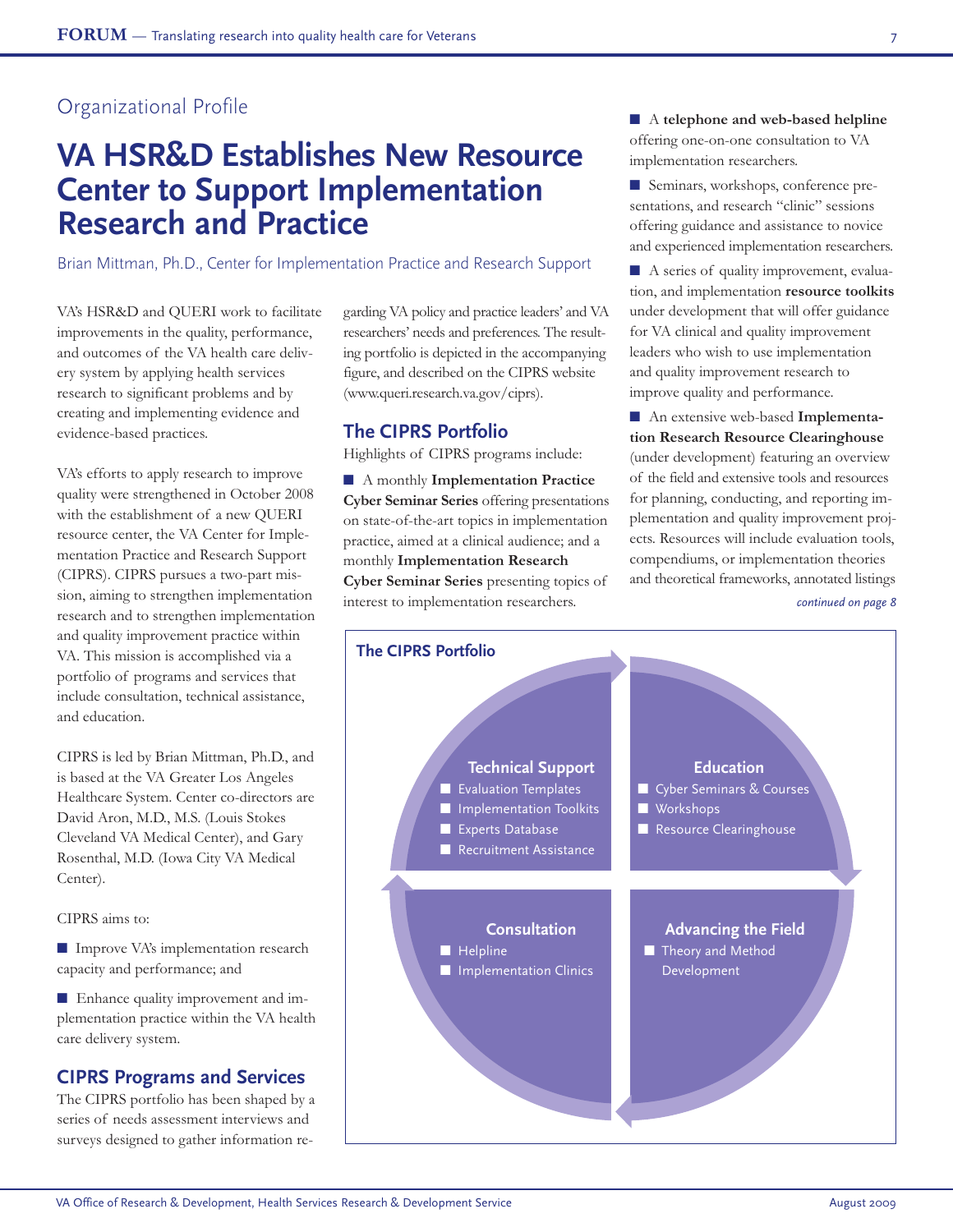Organizational Profile

# VA HSR&D Establishes New Resource Center to Support Implementation Research and Practice

Brian Mittman, Ph.D., Center for Implementation Practice and Research Support

VA's HSR&D and QUERI work to facilitate improvements in the quality, performance, and outcomes of the VA health care delivery system by applying health services research to significant problems and by creating and implementing evidence and evidence-based practices.

VA's efforts to apply research to improve quality were strengthened in October 2008 with the establishment of a new QUERI resource center, the VA Center for Implementation Practice and Research Support (CIPRS). CIPRS pursues a two-part mission, aiming to strengthen implementation research and to strengthen implementation and quality improvement practice within VA. This mission is accomplished via a portfolio of programs and services that include consultation, technical assistance, and education.

CIPRS is led by Brian Mittman, Ph.D., and is based at the VA Greater Los Angeles Healthcare System. Center co-directors are David Aron, M.D., M.S. (Louis Stokes Cleveland VA Medical Center), and Gary Rosenthal, M.D. (Iowa City VA Medical Center).

CIPRS aims to:

- Improve VA's implementation research capacity and performance; and
- Enhance quality improvement and implementation practice within the VA health care delivery system.

## CIPRS Programs and Services

The CIPRS portfolio has been shaped by a series of needs assessment interviews and surveys designed to gather information regarding VA policy and practice leaders' and VA researchers' needs and preferences. The resulting portfolio is depicted in the accompanying figure, and described on the CIPRS website (www.queri.research.va.gov/ciprs).

## The CIPRS Portfolio

Highlights of CIPRS programs include:

- A monthly **Implementation Practice Cyber Seminar Series** offering presentations on state-of-the-art topics in implementation practice, aimed at a clinical audience; and a monthly **Implementation Research Cyber Seminar Series** presenting topics of interest to implementation researchers.
- A **telephone and web-based helpline** offering one-on-one consultation to VA implementation researchers.
- Seminars, workshops, conference presentations, and research "clinic" sessions offering guidance and assistance to novice and experienced implementation researchers.
- A series of quality improvement, evaluation, and implementation **resource toolkits** under development that will offer guidance for VA clinical and quality improvement leaders who wish to use implementation and quality improvement research to improve quality and performance.
- An extensive web-based **Implementation Research Resource Clearinghouse** (under development) featuring an overview of the field and extensive tools and resources for planning, conducting, and reporting implementation and quality improvement projects. Resources will include evaluation tools, compendiums, or implementation theories and theoretical frameworks, annotated listings

*continued on page 8*

**The CIPRS Portfolio**

**Technical Support**
- Evaluation Templates
- Implementation Toolkits
- Experts Database
- Recruitment Assistance

**Education**
- Cyber Seminars & Courses
- Workshops
- Resource Clearinghouse

**Consultation**
- Helpline
- Implementation Clinics

**Advancing the Field**
- Theory and Method Development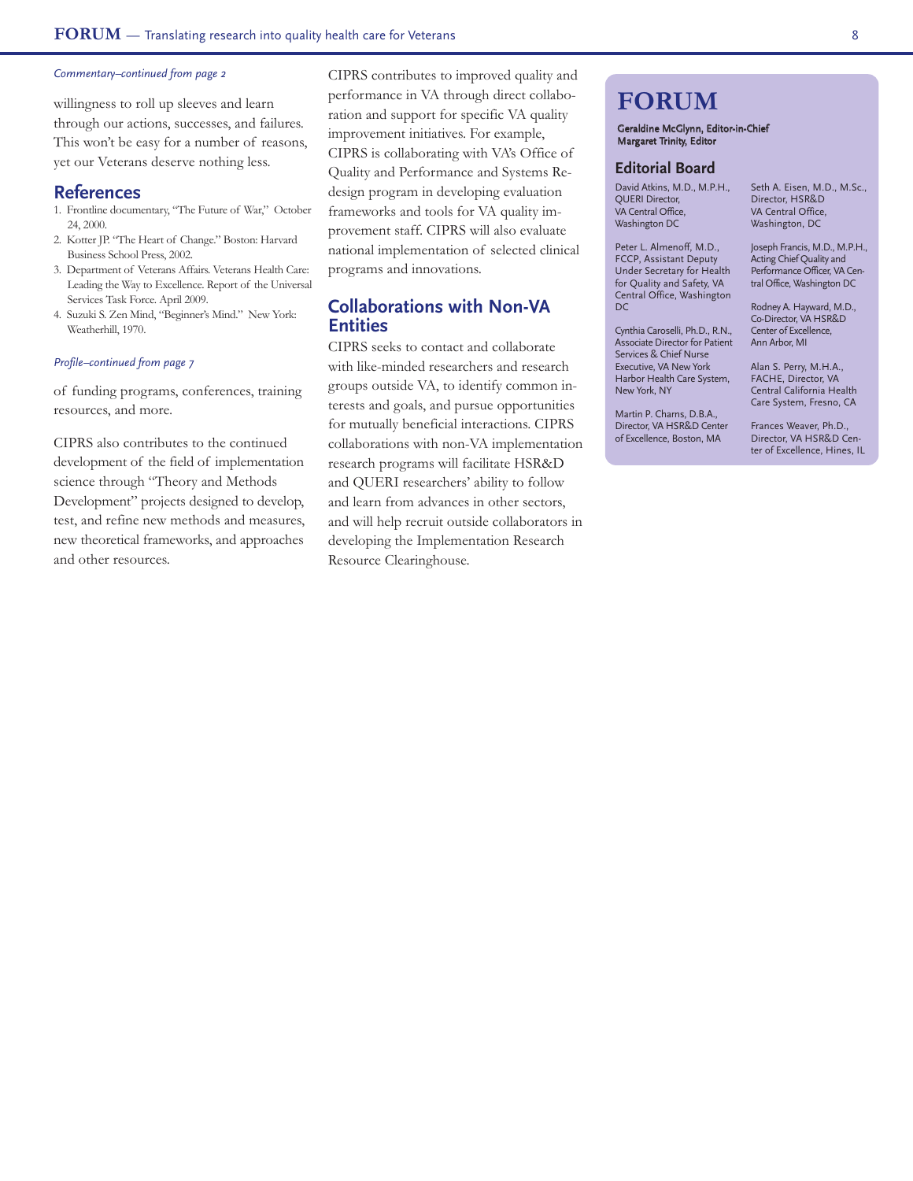*Commentary–continued from page 2*

willingness to roll up sleeves and learn through our actions, successes, and failures. This won't be easy for a number of reasons, yet our Veterans deserve nothing less.

## References

1. Frontline documentary, "The Future of War," October 24, 2000.
2. Kotter JP. "The Heart of Change." Boston: Harvard Business School Press, 2002.
3. Department of Veterans Affairs. Veterans Health Care: Leading the Way to Excellence. Report of the Universal Services Task Force. April 2009.
4. Suzuki S. Zen Mind, "Beginner's Mind." New York: Weatherhill, 1970.

*Profile–continued from page 7*

of funding programs, conferences, training resources, and more.

CIPRS also contributes to the continued development of the field of implementation science through "Theory and Methods Development" projects designed to develop, test, and refine new methods and measures, new theoretical frameworks, and approaches and other resources.

CIPRS contributes to improved quality and performance in VA through direct collaboration and support for specific VA quality improvement initiatives. For example, CIPRS is collaborating with VA's Office of Quality and Performance and Systems Redesign program in developing evaluation frameworks and tools for VA quality improvement staff. CIPRS will also evaluate national implementation of selected clinical programs and innovations.

## Collaborations with Non-VA Entities

CIPRS seeks to contact and collaborate with like-minded researchers and research groups outside VA, to identify common interests and goals, and pursue opportunities for mutually beneficial interactions. CIPRS collaborations with non-VA implementation research programs will facilitate HSR&D and QUERI researchers' ability to follow and learn from advances in other sectors, and will help recruit outside collaborators in developing the Implementation Research Resource Clearinghouse.

# FORUM

**Geraldine McGlynn, Editor-in-Chief**
**Margaret Trinity, Editor**

### Editorial Board

David Atkins, M.D., M.P.H., QUERI Director, VA Central Office, Washington DC

Peter L. Almenoff, M.D., FCCP, Assistant Deputy Under Secretary for Health for Quality and Safety, VA Central Office, Washington DC

Cynthia Caroselli, Ph.D., R.N., Associate Director for Patient Services & Chief Nurse Executive, VA New York Harbor Health Care System, New York, NY

Martin P. Charns, D.B.A., Director, VA HSR&D Center of Excellence, Boston, MA

Seth A. Eisen, M.D., M.Sc., Director, HSR&D VA Central Office, Washington, DC

Joseph Francis, M.D., M.P.H., Acting Chief Quality and Performance Officer, VA Central Office, Washington DC

Rodney A. Hayward, M.D., Co-Director, VA HSR&D Center of Excellence, Ann Arbor, MI

Alan S. Perry, M.H.A., FACHE, Director, VA Central California Health Care System, Fresno, CA

Frances Weaver, Ph.D., Director, VA HSR&D Center of Excellence, Hines, IL